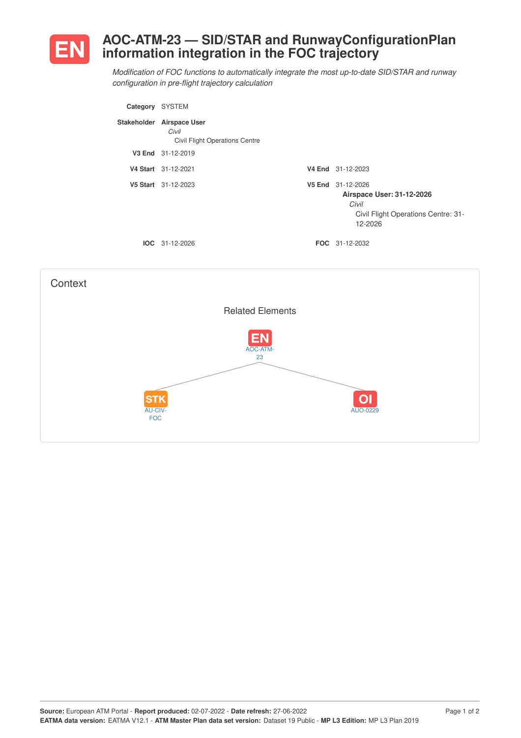# AOC-ATM-23 — SID/STAR and RunwayConfigurationPlan information integration in the FOC trajectory

*Modification of FOC functions to automatically integrate the most up-to-date SID/STAR and runway configuration in pre-flight trajectory calculation*

**Category** SYSTEM

**Stakeholder** **Airspace User**
*Civil*
Civil Flight Operations Centre

**V3 End** 31-12-2019

**V4 Start** 31-12-2021 **V4 End** 31-12-2023

**V5 Start** 31-12-2023 **V5 End** 31-12-2026
**Airspace User: 31-12-2026**
*Civil*
Civil Flight Operations Centre: 31-12-2026

**IOC** 31-12-2026 **FOC** 31-12-2032

## Context

Related Elements

EN AOC-ATM-23

STK AU-CIV-FOC

OI AUO-0229

Source: European ATM Portal - **Report produced:** 02-07-2022 - **Date refresh:** 27-06-2022
**EATMA data version:** EATMA V12.1 - **ATM Master Plan data set version:** Dataset 19 Public - **MP L3 Edition:** MP L3 Plan 2019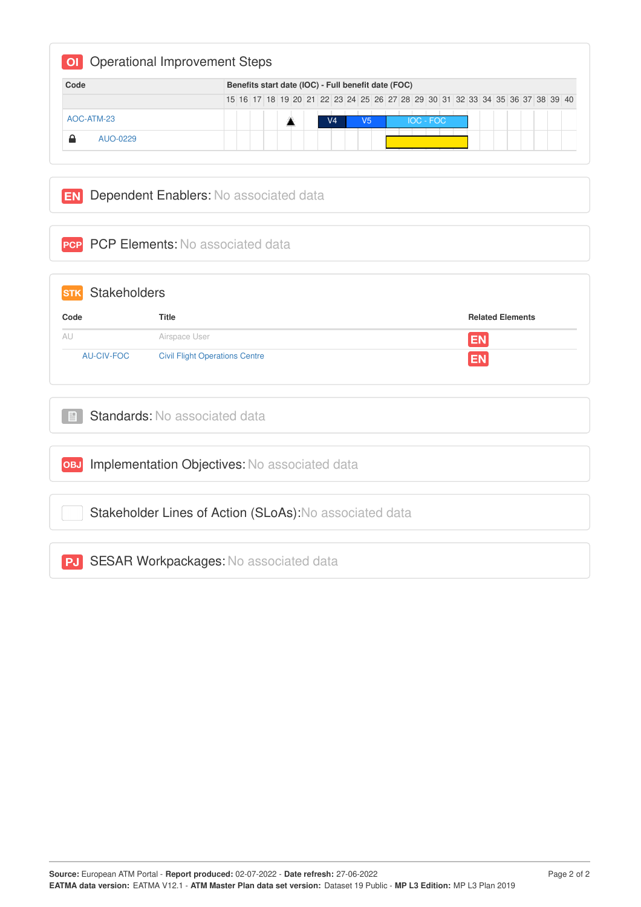## OI Operational Improvement Steps

Code

Benefits start date (IOC) - Full benefit date (FOC)

15 16 17 18 19 20 21 22 23 24 25 26 27 28 29 30 31 32 33 34 35 36 37 38 39 40

AOC-ATM-23

V4

V5

IOC - FOC

AUO-0229

## EN Dependent Enablers: No associated data

## PCP PCP Elements: No associated data

## STK Stakeholders

| Code | Title | Related Elements |
|---|---|---|
| AU | Airspace User | EN |
| AU-CIV-FOC | Civil Flight Operations Centre | EN |

## Standards: No associated data

## OBJ Implementation Objectives: No associated data

## Stakeholder Lines of Action (SLoAs): No associated data

## PJ SESAR Workpackages: No associated data

**Source:** European ATM Portal - **Report produced:** 02-07-2022 - **Date refresh:** 27-06-2022
**EATMA data version:** EATMA V12.1 - **ATM Master Plan data set version:** Dataset 19 Public - **MP L3 Edition:** MP L3 Plan 2019